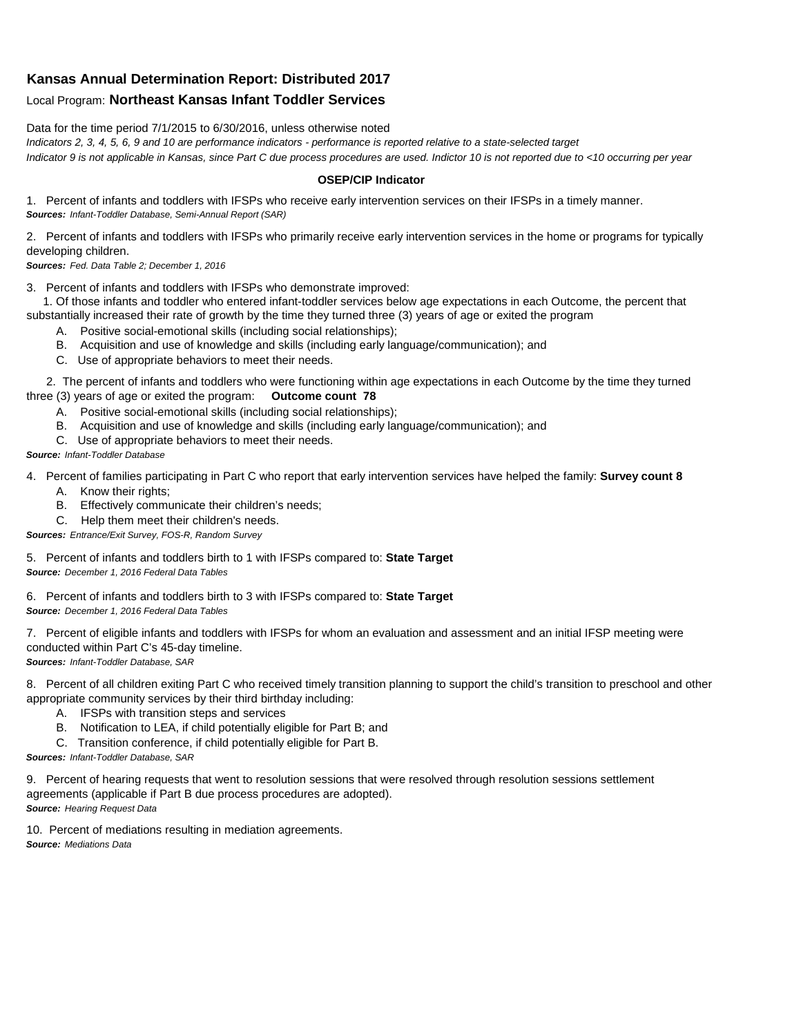## Kansas Annual Determination Report: Distributed 2017

Local Program: **Northeast Kansas Infant Toddler Services**

Data for the time period 7/1/2015 to 6/30/2016, unless otherwise noted

*Indicators 2, 3, 4, 5, 6, 9 and 10 are performance indicators - performance is reported relative to a state-selected target*

*Indicator 9 is not applicable in Kansas, since Part C due process procedures are used. Indictor 10 is not reported due to <10 occurring per year*

**OSEP/CIP Indicator**

1. Percent of infants and toddlers with IFSPs who receive early intervention services on their IFSPs in a timely manner.
***Sources:*** *Infant-Toddler Database, Semi-Annual Report (SAR)*

2. Percent of infants and toddlers with IFSPs who primarily receive early intervention services in the home or programs for typically developing children.
***Sources:*** *Fed. Data Table 2; December 1, 2016*

3. Percent of infants and toddlers with IFSPs who demonstrate improved:
   1. Of those infants and toddler who entered infant-toddler services below age expectations in each Outcome, the percent that substantially increased their rate of growth by the time they turned three (3) years of age or exited the program
      - A. Positive social-emotional skills (including social relationships);
      - B. Acquisition and use of knowledge and skills (including early language/communication); and
      - C. Use of appropriate behaviors to meet their needs.
   2. The percent of infants and toddlers who were functioning within age expectations in each Outcome by the time they turned three (3) years of age or exited the program: **Outcome count 78**
      - A. Positive social-emotional skills (including social relationships);
      - B. Acquisition and use of knowledge and skills (including early language/communication); and
      - C. Use of appropriate behaviors to meet their needs.

***Source:*** *Infant-Toddler Database*

4. Percent of families participating in Part C who report that early intervention services have helped the family: **Survey count 8**
   - A. Know their rights;
   - B. Effectively communicate their children's needs;
   - C. Help them meet their children's needs.

***Sources:*** *Entrance/Exit Survey, FOS-R, Random Survey*

5. Percent of infants and toddlers birth to 1 with IFSPs compared to: **State Target**
***Source:*** *December 1, 2016 Federal Data Tables*

6. Percent of infants and toddlers birth to 3 with IFSPs compared to: **State Target**
***Source:*** *December 1, 2016 Federal Data Tables*

7. Percent of eligible infants and toddlers with IFSPs for whom an evaluation and assessment and an initial IFSP meeting were conducted within Part C's 45-day timeline.
***Sources:*** *Infant-Toddler Database, SAR*

8. Percent of all children exiting Part C who received timely transition planning to support the child's transition to preschool and other appropriate community services by their third birthday including:
   - A. IFSPs with transition steps and services
   - B. Notification to LEA, if child potentially eligible for Part B; and
   - C. Transition conference, if child potentially eligible for Part B.

***Sources:*** *Infant-Toddler Database, SAR*

9. Percent of hearing requests that went to resolution sessions that were resolved through resolution sessions settlement agreements (applicable if Part B due process procedures are adopted).
***Source:*** *Hearing Request Data*

10. Percent of mediations resulting in mediation agreements.
***Source:*** *Mediations Data*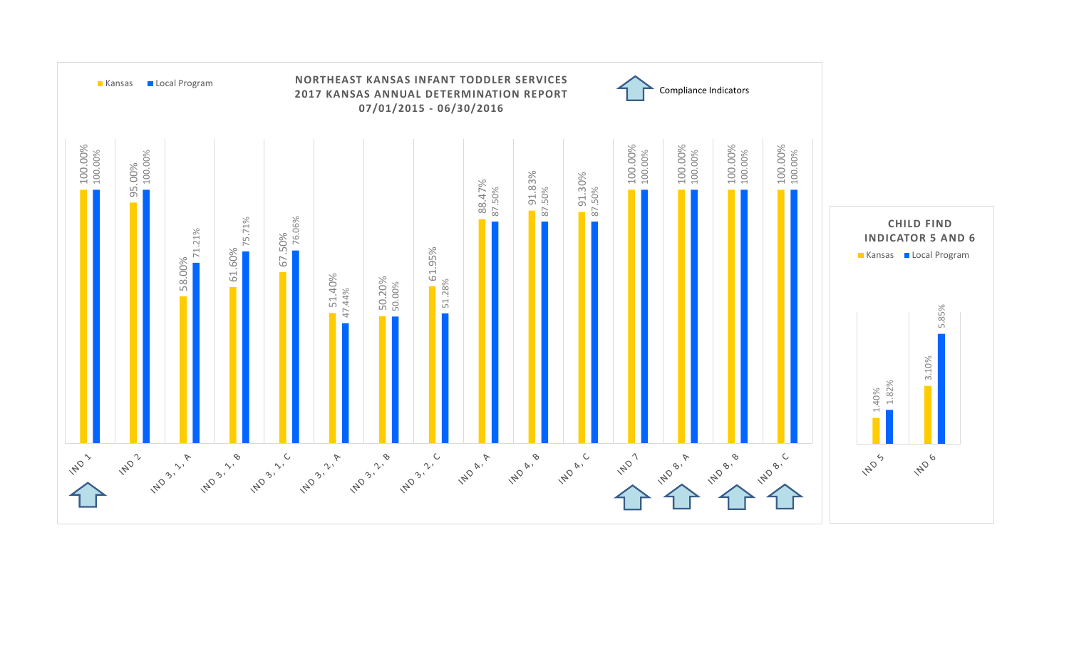**NORTHEAST KANSAS INFANT TODDLER SERVICES**
**2017 KANSAS ANNUAL DETERMINATION REPORT**
**07/01/2015 - 06/30/2016**

Kansas
Local Program

Compliance Indicators

IND 1: 100.00% 100.00%
IND 2: 95.00% 100.00%
IND 3, 1, A: 58.00% 71.21%
IND 3, 1, B: 61.60% 75.71%
IND 3, 1, C: 67.50% 76.06%
IND 3, 2, A: 51.40% 47.44%
IND 3, 2, B: 50.20% 50.00%
IND 3, 2, C: 61.95% 51.28%
IND 4, A: 88.47% 87.50%
IND 4, B: 91.83% 87.50%
IND 4, C: 91.30% 87.50%
IND 7: 100.00% 100.00%
IND 8, A: 100.00% 100.00%
IND 8, B: 100.00% 100.00%
IND 8, C: 100.00% 100.00%

**CHILD FIND**
**INDICATOR 5 AND 6**

Kansas
Local Program

IND 5: 1.40% 1.82%
IND 6: 3.10% 5.85%